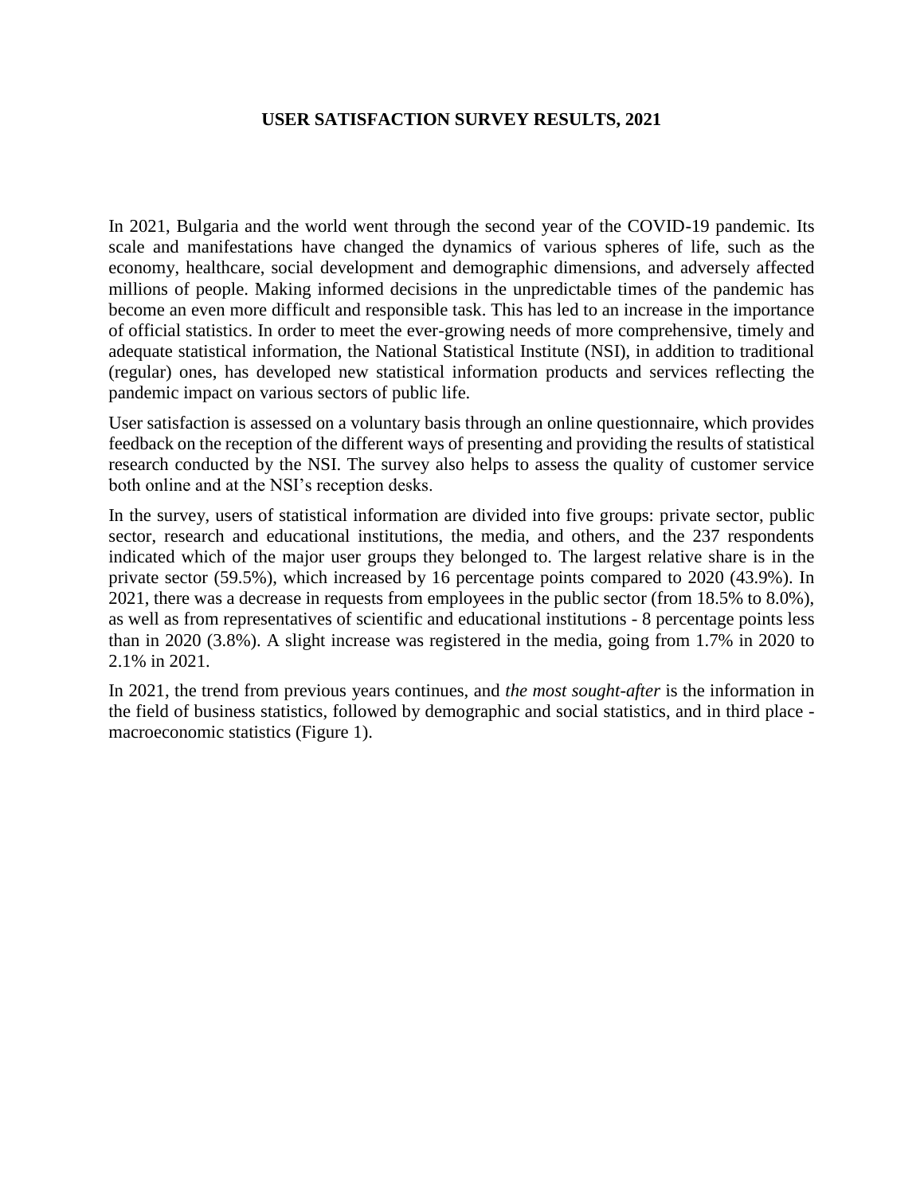# USER SATISFACTION SURVEY RESULTS, 2021

In 2021, Bulgaria and the world went through the second year of the COVID-19 pandemic. Its scale and manifestations have changed the dynamics of various spheres of life, such as the economy, healthcare, social development and demographic dimensions, and adversely affected millions of people. Making informed decisions in the unpredictable times of the pandemic has become an even more difficult and responsible task. This has led to an increase in the importance of official statistics. In order to meet the ever-growing needs of more comprehensive, timely and adequate statistical information, the National Statistical Institute (NSI), in addition to traditional (regular) ones, has developed new statistical information products and services reflecting the pandemic impact on various sectors of public life.

User satisfaction is assessed on a voluntary basis through an online questionnaire, which provides feedback on the reception of the different ways of presenting and providing the results of statistical research conducted by the NSI. The survey also helps to assess the quality of customer service both online and at the NSI's reception desks.

In the survey, users of statistical information are divided into five groups: private sector, public sector, research and educational institutions, the media, and others, and the 237 respondents indicated which of the major user groups they belonged to. The largest relative share is in the private sector (59.5%), which increased by 16 percentage points compared to 2020 (43.9%). In 2021, there was a decrease in requests from employees in the public sector (from 18.5% to 8.0%), as well as from representatives of scientific and educational institutions - 8 percentage points less than in 2020 (3.8%). A slight increase was registered in the media, going from 1.7% in 2020 to 2.1% in 2021.

In 2021, the trend from previous years continues, and *the most sought-after* is the information in the field of business statistics, followed by demographic and social statistics, and in third place - macroeconomic statistics (Figure 1).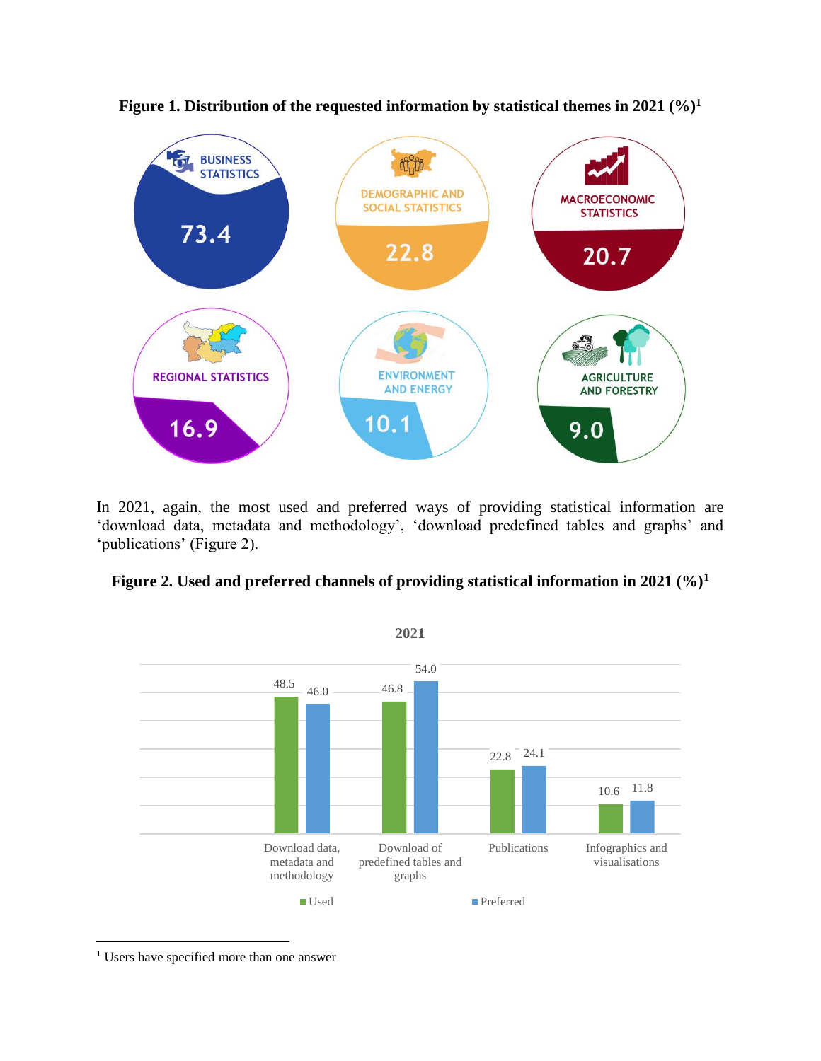**Figure 1. Distribution of the requested information by statistical themes in 2021 (%)[1]**

| Statistical theme | % |
|---|---|
| Business statistics | 73.4 |
| Demographic and social statistics | 22.8 |
| Macroeconomic statistics | 20.7 |
| Regional statistics | 16.9 |
| Environment and energy | 10.1 |
| Agriculture and forestry | 9.0 |

In 2021, again, the most used and preferred ways of providing statistical information are 'download data, metadata and methodology', 'download predefined tables and graphs' and 'publications' (Figure 2).

**Figure 2. Used and preferred channels of providing statistical information in 2021 (%)[1]**

2021

| Channel | Used | Preferred |
|---|---|---|
| Download data, metadata and methodology | 48.5 | 46.0 |
| Download of predefined tables and graphs | 46.8 | 54.0 |
| Publications | 22.8 | 24.1 |
| Infographics and visualisations | 10.6 | 11.8 |

[1] Users have specified more than one answer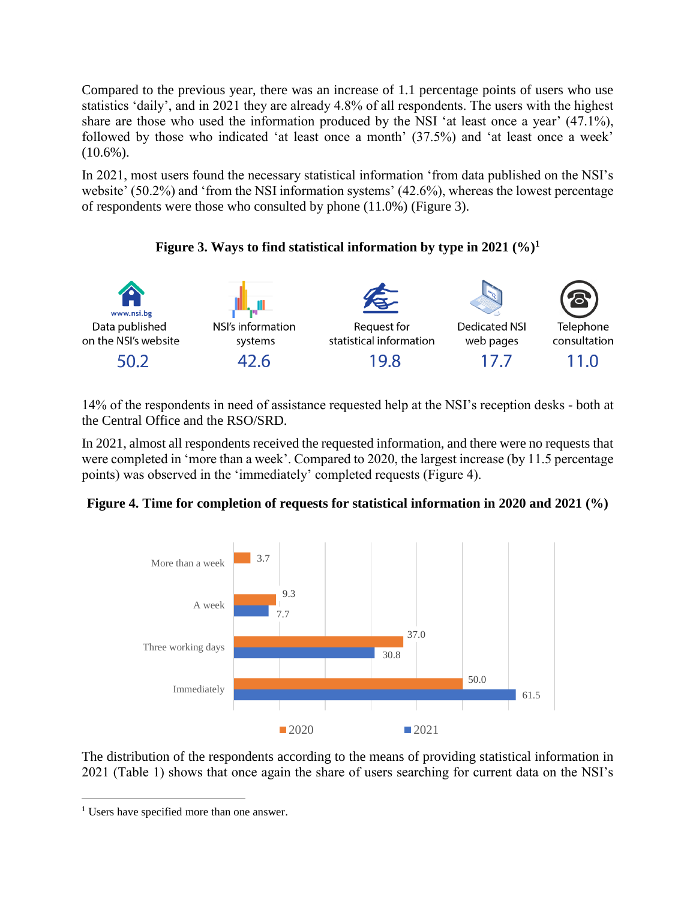Compared to the previous year, there was an increase of 1.1 percentage points of users who use statistics 'daily', and in 2021 they are already 4.8% of all respondents. The users with the highest share are those who used the information produced by the NSI 'at least once a year' (47.1%), followed by those who indicated 'at least once a month' (37.5%) and 'at least once a week' (10.6%).

In 2021, most users found the necessary statistical information 'from data published on the NSI's website' (50.2%) and 'from the NSI information systems' (42.6%), whereas the lowest percentage of respondents were those who consulted by phone (11.0%) (Figure 3).

**Figure 3. Ways to find statistical information by type in 2021 (%)**[1]

| Data published on the NSI's website | NSI's information systems | Request for statistical information | Dedicated NSI web pages | Telephone consultation |
|---|---|---|---|---|
| 50.2 | 42.6 | 19.8 | 17.7 | 11.0 |

14% of the respondents in need of assistance requested help at the NSI's reception desks - both at the Central Office and the RSO/SRD.

In 2021, almost all respondents received the requested information, and there were no requests that were completed in 'more than a week'. Compared to 2020, the largest increase (by 11.5 percentage points) was observed in the 'immediately' completed requests (Figure 4).

**Figure 4. Time for completion of requests for statistical information in 2020 and 2021 (%)**

| | 2020 | 2021 |
|---|---|---|
| More than a week | 3.7 | |
| A week | 9.3 | 7.7 |
| Three working days | 37.0 | 30.8 |
| Immediately | 50.0 | 61.5 |

The distribution of the respondents according to the means of providing statistical information in 2021 (Table 1) shows that once again the share of users searching for current data on the NSI's

[1] Users have specified more than one answer.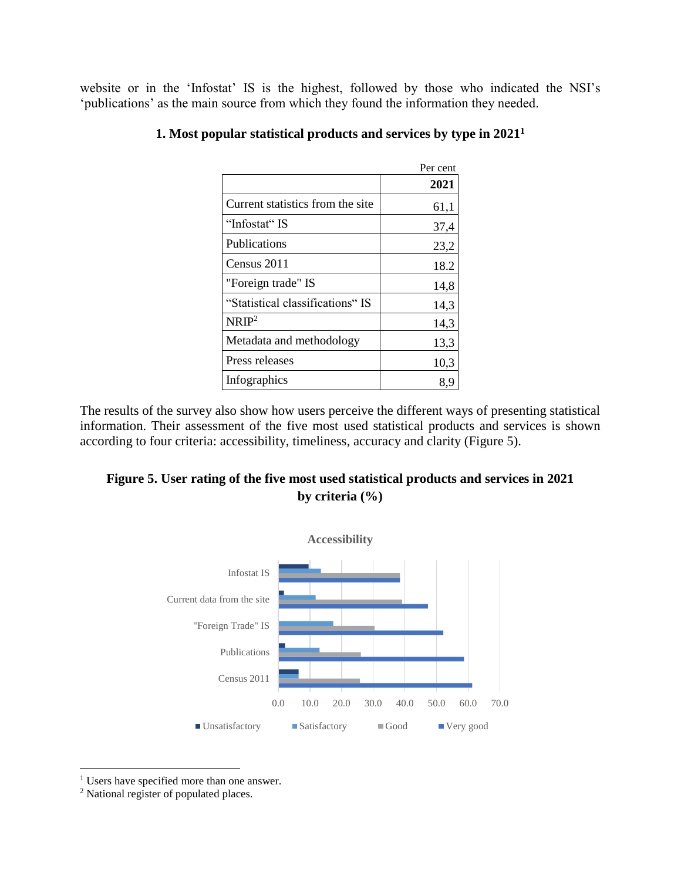website or in the ‘Infostat’ IS is the highest, followed by those who indicated the NSI’s ‘publications’ as the main source from which they found the information they needed.

**1. Most popular statistical products and services by type in 2021[1]**

Per cent

| | 2021 |
|---|---|
| Current statistics from the site | 61,1 |
| “Infostat“ IS | 37,4 |
| Publications | 23,2 |
| Census 2011 | 18.2 |
| "Foreign trade" IS | 14,8 |
| “Statistical classifications“ IS | 14,3 |
| NRIP[2] | 14,3 |
| Metadata and methodology | 13,3 |
| Press releases | 10,3 |
| Infographics | 8,9 |

The results of the survey also show how users perceive the different ways of presenting statistical information. Their assessment of the five most used statistical products and services is shown according to four criteria: accessibility, timeliness, accuracy and clarity (Figure 5).

**Figure 5. User rating of the five most used statistical products and services in 2021 by criteria (%)**

Accessibility

Infostat IS

Current data from the site

"Foreign Trade" IS

Publications

Census 2011

0.0 10.0 20.0 30.0 40.0 50.0 60.0 70.0

Unsatisfactory Satisfactory Good Very good

---

[1] Users have specified more than one answer.

[2] National register of populated places.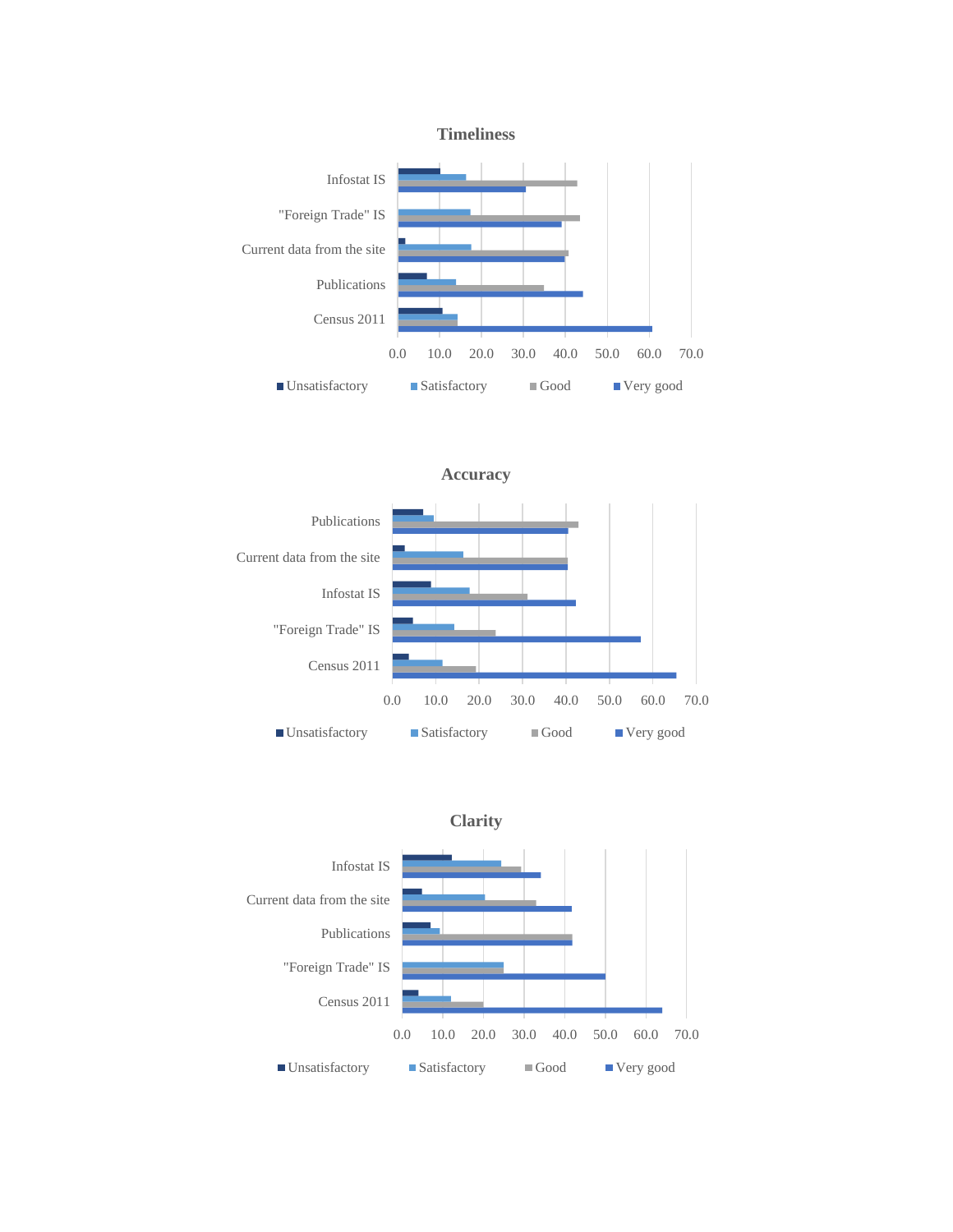### Timeliness

Infostat IS
"Foreign Trade" IS
Current data from the site
Publications
Census 2011

0.0 10.0 20.0 30.0 40.0 50.0 60.0 70.0

Unsatisfactory Satisfactory Good Very good

### Accuracy

Publications
Current data from the site
Infostat IS
"Foreign Trade" IS
Census 2011

0.0 10.0 20.0 30.0 40.0 50.0 60.0 70.0

Unsatisfactory Satisfactory Good Very good

### Clarity

Infostat IS
Current data from the site
Publications
"Foreign Trade" IS
Census 2011

0.0 10.0 20.0 30.0 40.0 50.0 60.0 70.0

Unsatisfactory Satisfactory Good Very good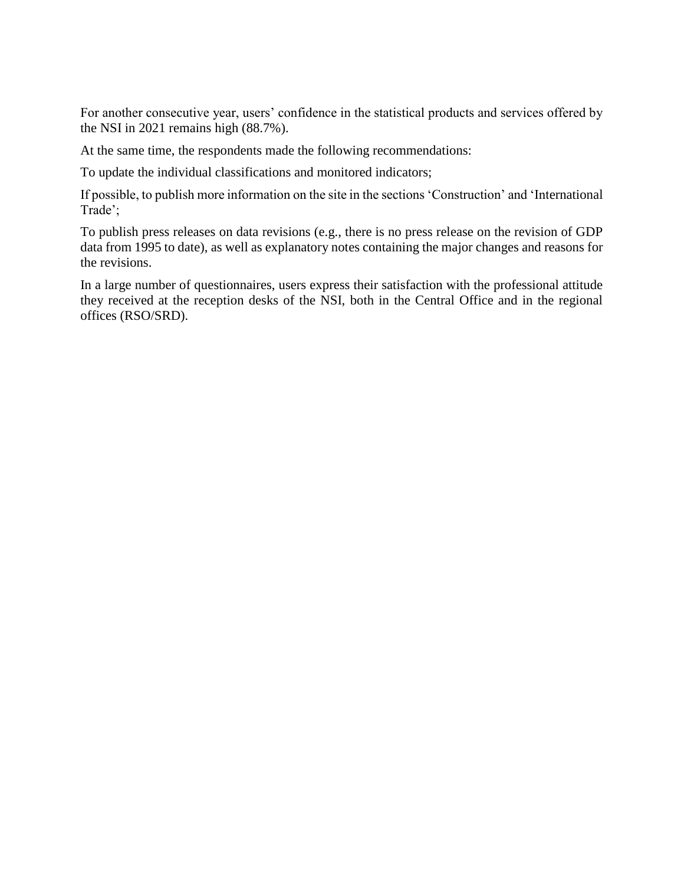For another consecutive year, users' confidence in the statistical products and services offered by the NSI in 2021 remains high (88.7%).

At the same time, the respondents made the following recommendations:

To update the individual classifications and monitored indicators;

If possible, to publish more information on the site in the sections 'Construction' and 'International Trade';

To publish press releases on data revisions (e.g., there is no press release on the revision of GDP data from 1995 to date), as well as explanatory notes containing the major changes and reasons for the revisions.

In a large number of questionnaires, users express their satisfaction with the professional attitude they received at the reception desks of the NSI, both in the Central Office and in the regional offices (RSO/SRD).